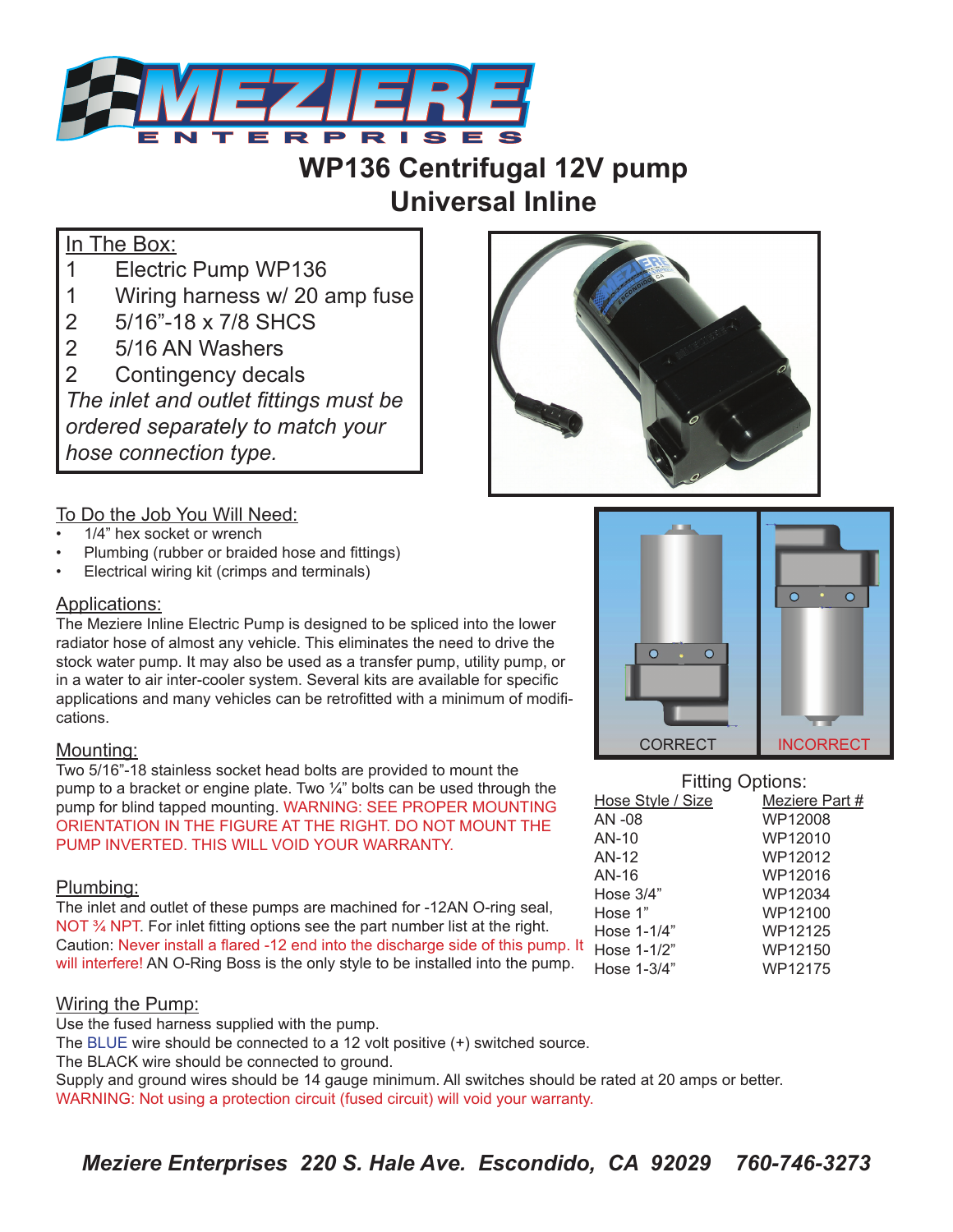# WP136 Centrifugal 12V pump
# Universal Inline

**In The Box:**

| Qty | Item |
|---|---|
| 1 | Electric Pump WP136 |
| 1 | Wiring harness w/ 20 amp fuse |
| 2 | 5/16"-18 x 7/8 SHCS |
| 2 | 5/16 AN Washers |
| 2 | Contingency decals |

*The inlet and outlet fittings must be ordered separately to match your hose connection type.*

CORRECT

INCORRECT

## To Do the Job You Will Need:

- 1/4" hex socket or wrench
- Plumbing (rubber or braided hose and fittings)
- Electrical wiring kit (crimps and terminals)

## Applications:

The Meziere Inline Electric Pump is designed to be spliced into the lower radiator hose of almost any vehicle. This eliminates the need to drive the stock water pump. It may also be used as a transfer pump, utility pump, or in a water to air inter-cooler system. Several kits are available for specific applications and many vehicles can be retrofitted with a minimum of modifications.

## Mounting:

Two 5/16"-18 stainless socket head bolts are provided to mount the pump to a bracket or engine plate. Two ¼" bolts can be used through the pump for blind tapped mounting. WARNING: SEE PROPER MOUNTING ORIENTATION IN THE FIGURE AT THE RIGHT. DO NOT MOUNT THE PUMP INVERTED. THIS WILL VOID YOUR WARRANTY.

## Plumbing:

The inlet and outlet of these pumps are machined for -12AN O-ring seal, NOT ¾ NPT. For inlet fitting options see the part number list at the right. Caution: Never install a flared -12 end into the discharge side of this pump. It will interfere! AN O-Ring Boss is the only style to be installed into the pump.

**Fitting Options:**

| Hose Style / Size | Meziere Part # |
|---|---|
| AN -08 | WP12008 |
| AN-10 | WP12010 |
| AN-12 | WP12012 |
| AN-16 | WP12016 |
| Hose 3/4" | WP12034 |
| Hose 1" | WP12100 |
| Hose 1-1/4" | WP12125 |
| Hose 1-1/2" | WP12150 |
| Hose 1-3/4" | WP12175 |

## Wiring the Pump:

Use the fused harness supplied with the pump.
The BLUE wire should be connected to a 12 volt positive (+) switched source.
The BLACK wire should be connected to ground.
Supply and ground wires should be 14 gauge minimum. All switches should be rated at 20 amps or better.
WARNING: Not using a protection circuit (fused circuit) will void your warranty.

***Meziere Enterprises 220 S. Hale Ave. Escondido, CA 92029 760-746-3273***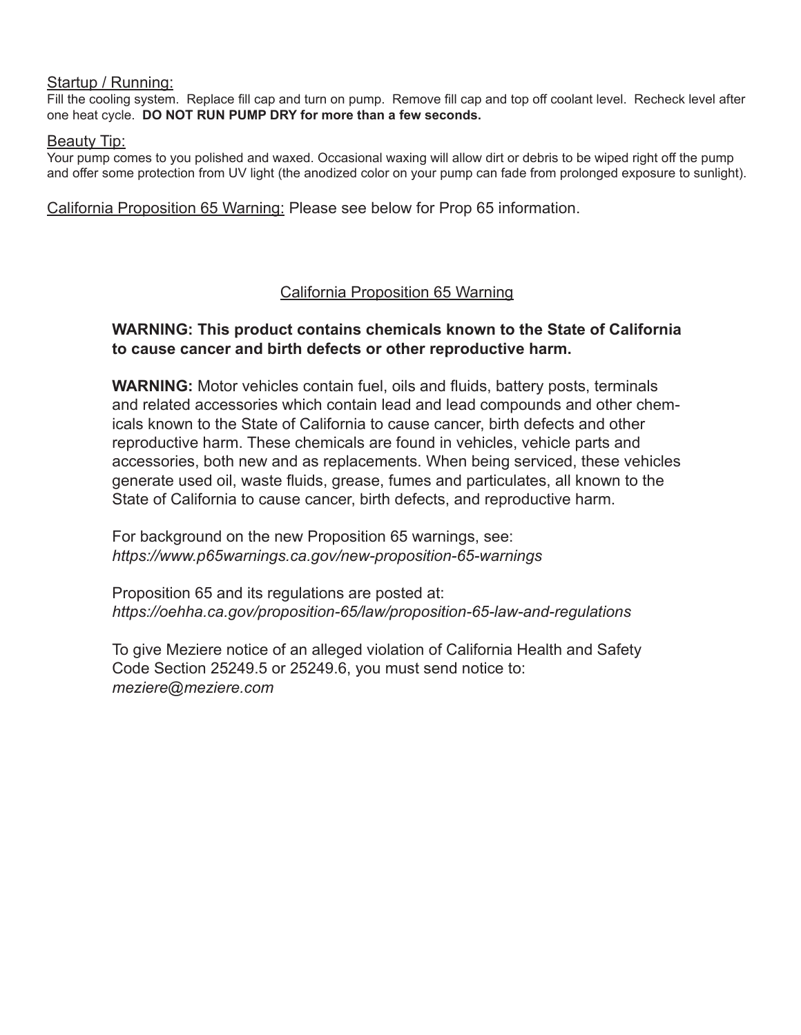## Startup / Running:

Fill the cooling system. Replace fill cap and turn on pump. Remove fill cap and top off coolant level. Recheck level after one heat cycle. **DO NOT RUN PUMP DRY for more than a few seconds.**

## Beauty Tip:

Your pump comes to you polished and waxed. Occasional waxing will allow dirt or debris to be wiped right off the pump and offer some protection from UV light (the anodized color on your pump can fade from prolonged exposure to sunlight).

California Proposition 65 Warning: Please see below for Prop 65 information.

## California Proposition 65 Warning

**WARNING: This product contains chemicals known to the State of California to cause cancer and birth defects or other reproductive harm.**

**WARNING:** Motor vehicles contain fuel, oils and fluids, battery posts, terminals and related accessories which contain lead and lead compounds and other chemicals known to the State of California to cause cancer, birth defects and other reproductive harm. These chemicals are found in vehicles, vehicle parts and accessories, both new and as replacements. When being serviced, these vehicles generate used oil, waste fluids, grease, fumes and particulates, all known to the State of California to cause cancer, birth defects, and reproductive harm.

For background on the new Proposition 65 warnings, see:
*https://www.p65warnings.ca.gov/new-proposition-65-warnings*

Proposition 65 and its regulations are posted at:
*https://oehha.ca.gov/proposition-65/law/proposition-65-law-and-regulations*

To give Meziere notice of an alleged violation of California Health and Safety Code Section 25249.5 or 25249.6, you must send notice to:
*meziere@meziere.com*